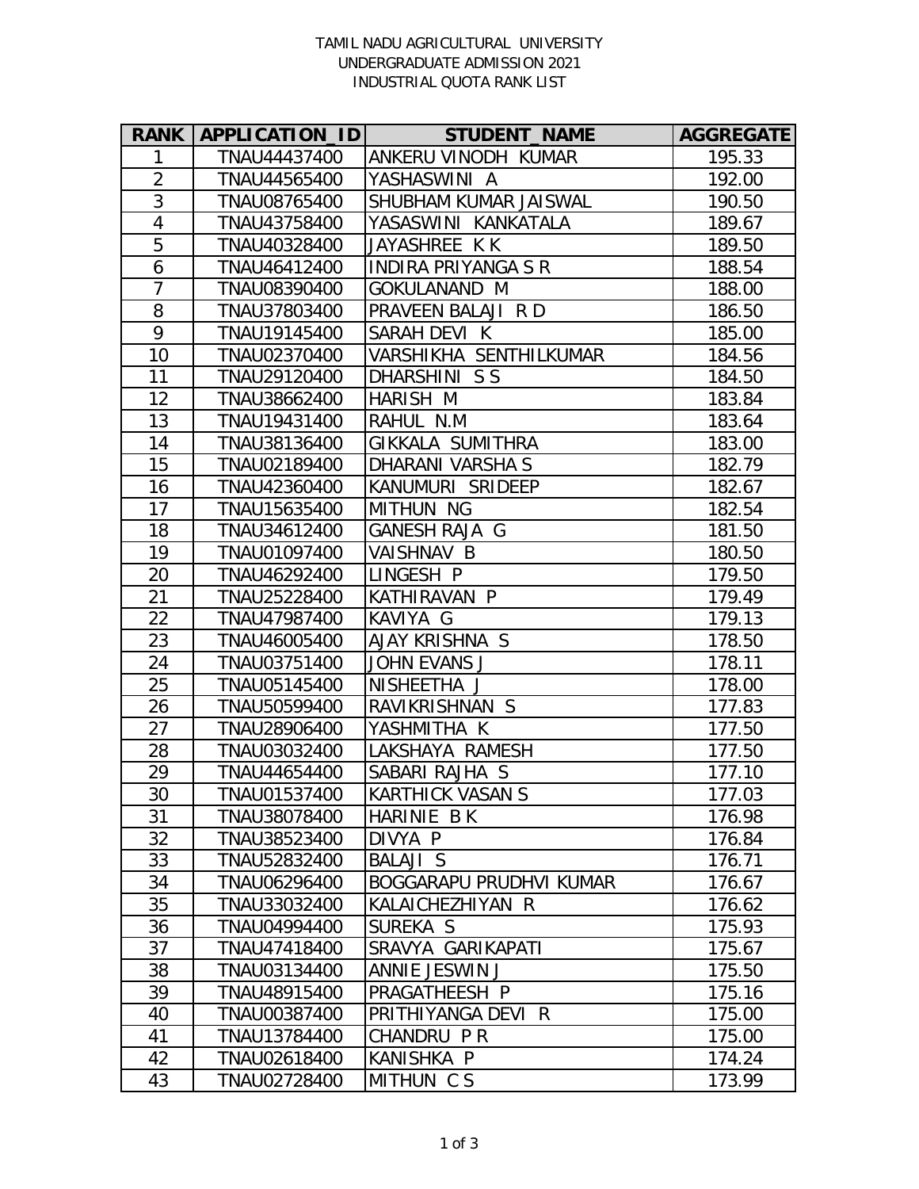TAMIL NADU AGRICULTURAL UNIVERSITY
UNDERGRADUATE ADMISSION 2021
INDUSTRIAL QUOTA RANK LIST

| RANK | APPLICATION_ID | STUDENT_NAME | AGGREGATE |
|---|---|---|---|
| 1 | TNAU44437400 | ANKERU VINODH KUMAR | 195.33 |
| 2 | TNAU44565400 | YASHASWINI A | 192.00 |
| 3 | TNAU08765400 | SHUBHAM KUMAR JAISWAL | 190.50 |
| 4 | TNAU43758400 | YASASWINI KANKATALA | 189.67 |
| 5 | TNAU40328400 | JAYASHREE K K | 189.50 |
| 6 | TNAU46412400 | INDIRA PRIYANGA S R | 188.54 |
| 7 | TNAU08390400 | GOKULANAND M | 188.00 |
| 8 | TNAU37803400 | PRAVEEN BALAJI R D | 186.50 |
| 9 | TNAU19145400 | SARAH DEVI K | 185.00 |
| 10 | TNAU02370400 | VARSHIKHA SENTHILKUMAR | 184.56 |
| 11 | TNAU29120400 | DHARSHINI S S | 184.50 |
| 12 | TNAU38662400 | HARISH M | 183.84 |
| 13 | TNAU19431400 | RAHUL N.M | 183.64 |
| 14 | TNAU38136400 | GIKKALA SUMITHRA | 183.00 |
| 15 | TNAU02189400 | DHARANI VARSHA S | 182.79 |
| 16 | TNAU42360400 | KANUMURI SRIDEEP | 182.67 |
| 17 | TNAU15635400 | MITHUN NG | 182.54 |
| 18 | TNAU34612400 | GANESH RAJA G | 181.50 |
| 19 | TNAU01097400 | VAISHNAV B | 180.50 |
| 20 | TNAU46292400 | LINGESH P | 179.50 |
| 21 | TNAU25228400 | KATHIRAVAN P | 179.49 |
| 22 | TNAU47987400 | KAVIYA G | 179.13 |
| 23 | TNAU46005400 | AJAY KRISHNA S | 178.50 |
| 24 | TNAU03751400 | JOHN EVANS J | 178.11 |
| 25 | TNAU05145400 | NISHEETHA J | 178.00 |
| 26 | TNAU50599400 | RAVIKRISHNAN S | 177.83 |
| 27 | TNAU28906400 | YASHMITHA K | 177.50 |
| 28 | TNAU03032400 | LAKSHAYA RAMESH | 177.50 |
| 29 | TNAU44654400 | SABARI RAJHA S | 177.10 |
| 30 | TNAU01537400 | KARTHICK VASAN S | 177.03 |
| 31 | TNAU38078400 | HARINIE B K | 176.98 |
| 32 | TNAU38523400 | DIVYA P | 176.84 |
| 33 | TNAU52832400 | BALAJI S | 176.71 |
| 34 | TNAU06296400 | BOGGARAPU PRUDHVI KUMAR | 176.67 |
| 35 | TNAU33032400 | KALAICHEZHIYAN R | 176.62 |
| 36 | TNAU04994400 | SUREKA S | 175.93 |
| 37 | TNAU47418400 | SRAVYA GARIKAPATI | 175.67 |
| 38 | TNAU03134400 | ANNIE JESWIN J | 175.50 |
| 39 | TNAU48915400 | PRAGATHEESH P | 175.16 |
| 40 | TNAU00387400 | PRITHIYANGA DEVI R | 175.00 |
| 41 | TNAU13784400 | CHANDRU P R | 175.00 |
| 42 | TNAU02618400 | KANISHKA P | 174.24 |
| 43 | TNAU02728400 | MITHUN C S | 173.99 |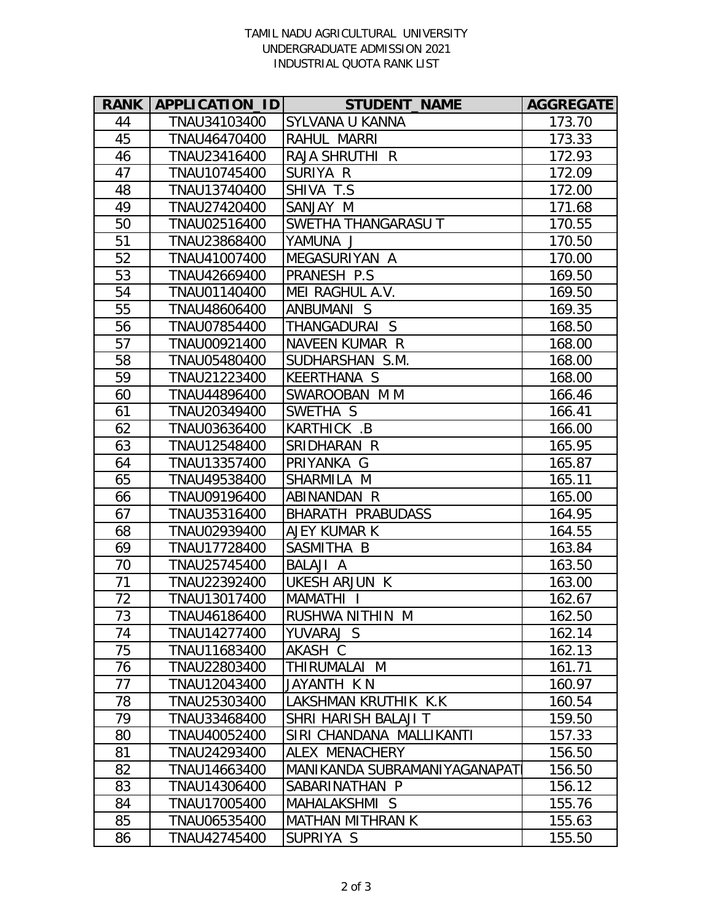TAMIL NADU AGRICULTURAL UNIVERSITY
UNDERGRADUATE ADMISSION 2021
INDUSTRIAL QUOTA RANK LIST

| RANK | APPLICATION_ID | STUDENT_NAME | AGGREGATE |
|---|---|---|---|
| 44 | TNAU34103400 | SYLVANA U KANNA | 173.70 |
| 45 | TNAU46470400 | RAHUL MARRI | 173.33 |
| 46 | TNAU23416400 | RAJA SHRUTHI R | 172.93 |
| 47 | TNAU10745400 | SURIYA R | 172.09 |
| 48 | TNAU13740400 | SHIVA T.S | 172.00 |
| 49 | TNAU27420400 | SANJAY M | 171.68 |
| 50 | TNAU02516400 | SWETHA THANGARASU T | 170.55 |
| 51 | TNAU23868400 | YAMUNA J | 170.50 |
| 52 | TNAU41007400 | MEGASURIYAN A | 170.00 |
| 53 | TNAU42669400 | PRANESH P.S | 169.50 |
| 54 | TNAU01140400 | MEI RAGHUL A.V. | 169.50 |
| 55 | TNAU48606400 | ANBUMANI S | 169.35 |
| 56 | TNAU07854400 | THANGADURAI S | 168.50 |
| 57 | TNAU00921400 | NAVEEN KUMAR R | 168.00 |
| 58 | TNAU05480400 | SUDHARSHAN S.M. | 168.00 |
| 59 | TNAU21223400 | KEERTHANA S | 168.00 |
| 60 | TNAU44896400 | SWAROOBAN M M | 166.46 |
| 61 | TNAU20349400 | SWETHA S | 166.41 |
| 62 | TNAU03636400 | KARTHICK .B | 166.00 |
| 63 | TNAU12548400 | SRIDHARAN R | 165.95 |
| 64 | TNAU13357400 | PRIYANKA G | 165.87 |
| 65 | TNAU49538400 | SHARMILA M | 165.11 |
| 66 | TNAU09196400 | ABINANDAN R | 165.00 |
| 67 | TNAU35316400 | BHARATH PRABUDASS | 164.95 |
| 68 | TNAU02939400 | AJEY KUMAR K | 164.55 |
| 69 | TNAU17728400 | SASMITHA B | 163.84 |
| 70 | TNAU25745400 | BALAJI A | 163.50 |
| 71 | TNAU22392400 | UKESH ARJUN K | 163.00 |
| 72 | TNAU13017400 | MAMATHI I | 162.67 |
| 73 | TNAU46186400 | RUSHWA NITHIN M | 162.50 |
| 74 | TNAU14277400 | YUVARAJ S | 162.14 |
| 75 | TNAU11683400 | AKASH C | 162.13 |
| 76 | TNAU22803400 | THIRUMALAI M | 161.71 |
| 77 | TNAU12043400 | JAYANTH K N | 160.97 |
| 78 | TNAU25303400 | LAKSHMAN KRUTHIK K.K | 160.54 |
| 79 | TNAU33468400 | SHRI HARISH BALAJI T | 159.50 |
| 80 | TNAU40052400 | SIRI CHANDANA MALLIKANTI | 157.33 |
| 81 | TNAU24293400 | ALEX MENACHERY | 156.50 |
| 82 | TNAU14663400 | MANIKANDA SUBRAMANIYAGANAPATI | 156.50 |
| 83 | TNAU14306400 | SABARINATHAN P | 156.12 |
| 84 | TNAU17005400 | MAHALAKSHMI S | 155.76 |
| 85 | TNAU06535400 | MATHAN MITHRAN K | 155.63 |
| 86 | TNAU42745400 | SUPRIYA S | 155.50 |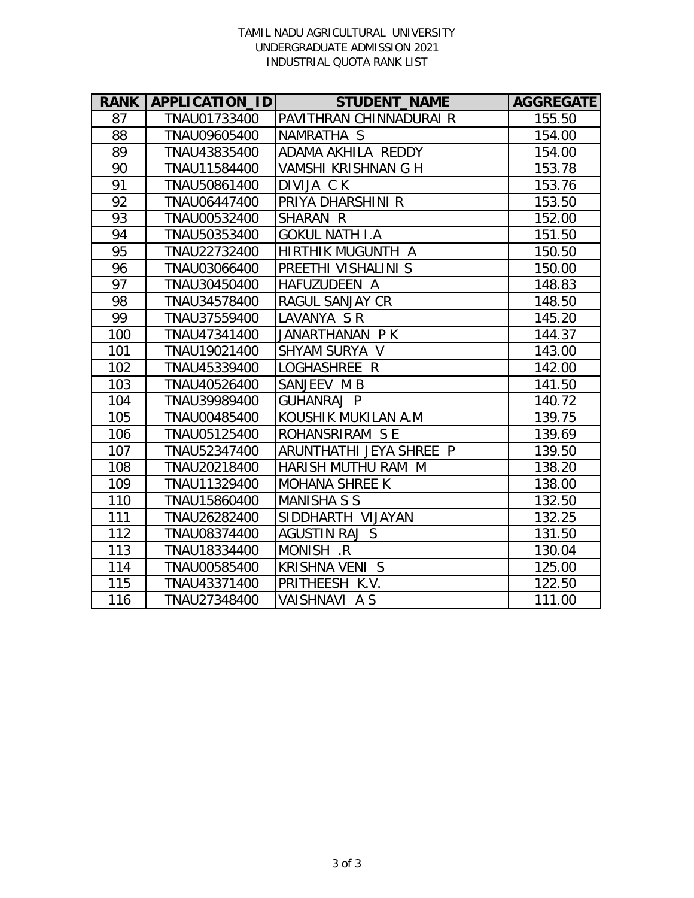TAMIL NADU AGRICULTURAL UNIVERSITY
UNDERGRADUATE ADMISSION 2021
INDUSTRIAL QUOTA RANK LIST

| RANK | APPLICATION_ID | STUDENT_NAME | AGGREGATE |
|---|---|---|---|
| 87 | TNAU01733400 | PAVITHRAN CHINNADURAI R | 155.50 |
| 88 | TNAU09605400 | NAMRATHA S | 154.00 |
| 89 | TNAU43835400 | ADAMA AKHILA REDDY | 154.00 |
| 90 | TNAU11584400 | VAMSHI KRISHNAN G H | 153.78 |
| 91 | TNAU50861400 | DIVIJA C K | 153.76 |
| 92 | TNAU06447400 | PRIYA DHARSHINI R | 153.50 |
| 93 | TNAU00532400 | SHARAN R | 152.00 |
| 94 | TNAU50353400 | GOKUL NATH I.A | 151.50 |
| 95 | TNAU22732400 | HIRTHIK MUGUNTH A | 150.50 |
| 96 | TNAU03066400 | PREETHI VISHALINI S | 150.00 |
| 97 | TNAU30450400 | HAFUZUDEEN A | 148.83 |
| 98 | TNAU34578400 | RAGUL SANJAY CR | 148.50 |
| 99 | TNAU37559400 | LAVANYA S R | 145.20 |
| 100 | TNAU47341400 | JANARTHANAN P K | 144.37 |
| 101 | TNAU19021400 | SHYAM SURYA V | 143.00 |
| 102 | TNAU45339400 | LOGHASHREE R | 142.00 |
| 103 | TNAU40526400 | SANJEEV M B | 141.50 |
| 104 | TNAU39989400 | GUHANRAJ P | 140.72 |
| 105 | TNAU00485400 | KOUSHIK MUKILAN A.M | 139.75 |
| 106 | TNAU05125400 | ROHANSRIRAM S E | 139.69 |
| 107 | TNAU52347400 | ARUNTHATHI JEYA SHREE P | 139.50 |
| 108 | TNAU20218400 | HARISH MUTHU RAM M | 138.20 |
| 109 | TNAU11329400 | MOHANA SHREE K | 138.00 |
| 110 | TNAU15860400 | MANISHA S S | 132.50 |
| 111 | TNAU26282400 | SIDDHARTH VIJAYAN | 132.25 |
| 112 | TNAU08374400 | AGUSTIN RAJ S | 131.50 |
| 113 | TNAU18334400 | MONISH .R | 130.04 |
| 114 | TNAU00585400 | KRISHNA VENI S | 125.00 |
| 115 | TNAU43371400 | PRITHEESH K.V. | 122.50 |
| 116 | TNAU27348400 | VAISHNAVI A S | 111.00 |